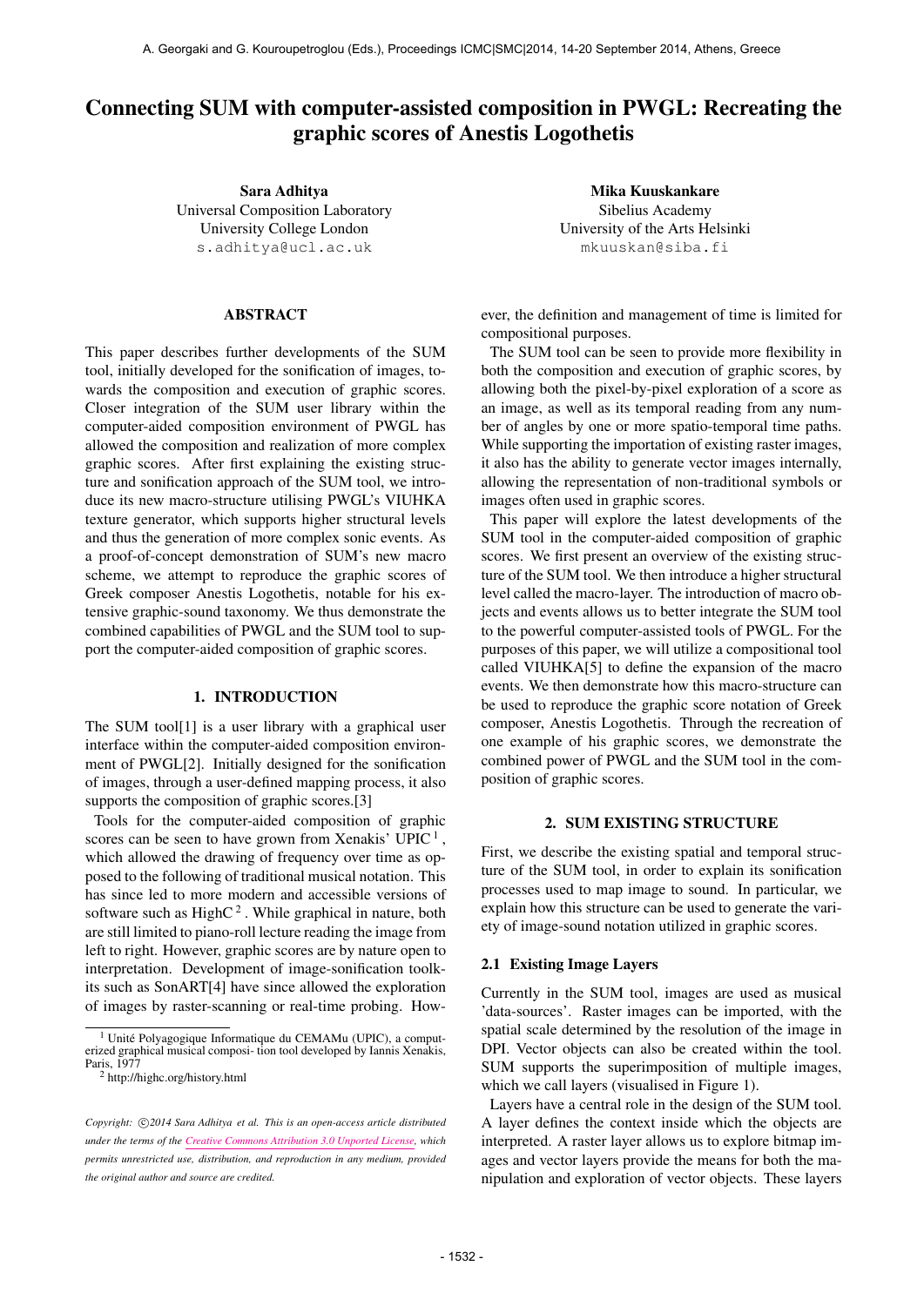# Connecting SUM with computer-assisted composition in PWGL: Recreating the graphic scores of Anestis Logothetis

**Sara Adhitya**
Universal Composition Laboratory
University College London
s.adhitya@ucl.ac.uk

**Mika Kuuskankare**
Sibelius Academy
University of the Arts Helsinki
mkuuskan@siba.fi

## ABSTRACT

This paper describes further developments of the SUM tool, initially developed for the sonification of images, towards the composition and execution of graphic scores. Closer integration of the SUM user library within the computer-aided composition environment of PWGL has allowed the composition and realization of more complex graphic scores. After first explaining the existing structure and sonification approach of the SUM tool, we introduce its new macro-structure utilising PWGL's VIUHKA texture generator, which supports higher structural levels and thus the generation of more complex sonic events. As a proof-of-concept demonstration of SUM's new macro scheme, we attempt to reproduce the graphic scores of Greek composer Anestis Logothetis, notable for his extensive graphic-sound taxonomy. We thus demonstrate the combined capabilities of PWGL and the SUM tool to support the computer-aided composition of graphic scores.

## 1. INTRODUCTION

The SUM tool[1] is a user library with a graphical user interface within the computer-aided composition environment of PWGL[2]. Initially designed for the sonification of images, through a user-defined mapping process, it also supports the composition of graphic scores.[3]

Tools for the computer-aided composition of graphic scores can be seen to have grown from Xenakis' UPIC [1], which allowed the drawing of frequency over time as opposed to the following of traditional musical notation. This has since led to more modern and accessible versions of software such as HighC [2]. While graphical in nature, both are still limited to piano-roll lecture reading the image from left to right. However, graphic scores are by nature open to interpretation. Development of image-sonification toolkits such as SonART[4] have since allowed the exploration of images by raster-scanning or real-time probing. However, the definition and management of time is limited for compositional purposes.

The SUM tool can be seen to provide more flexibility in both the composition and execution of graphic scores, by allowing both the pixel-by-pixel exploration of a score as an image, as well as its temporal reading from any number of angles by one or more spatio-temporal time paths. While supporting the importation of existing raster images, it also has the ability to generate vector images internally, allowing the representation of non-traditional symbols or images often used in graphic scores.

This paper will explore the latest developments of the SUM tool in the computer-aided composition of graphic scores. We first present an overview of the existing structure of the SUM tool. We then introduce a higher structural level called the macro-layer. The introduction of macro objects and events allows us to better integrate the SUM tool to the powerful computer-assisted tools of PWGL. For the purposes of this paper, we will utilize a compositional tool called VIUHKA[5] to define the expansion of the macro events. We then demonstrate how this macro-structure can be used to reproduce the graphic score notation of Greek composer, Anestis Logothetis. Through the recreation of one example of his graphic scores, we demonstrate the combined power of PWGL and the SUM tool in the composition of graphic scores.

## 2. SUM EXISTING STRUCTURE

First, we describe the existing spatial and temporal structure of the SUM tool, in order to explain its sonification processes used to map image to sound. In particular, we explain how this structure can be used to generate the variety of image-sound notation utilized in graphic scores.

### 2.1 Existing Image Layers

Currently in the SUM tool, images are used as musical 'data-sources'. Raster images can be imported, with the spatial scale determined by the resolution of the image in DPI. Vector objects can also be created within the tool. SUM supports the superimposition of multiple images, which we call layers (visualised in Figure 1).

Layers have a central role in the design of the SUM tool. A layer defines the context inside which the objects are interpreted. A raster layer allows us to explore bitmap images and vector layers provide the means for both the manipulation and exploration of vector objects. These layers

[1] Unité Polyagogique Informatique du CEMAMu (UPIC), a computerized graphical musical composi- tion tool developed by Iannis Xenakis, Paris, 1977

[2] http://highc.org/history.html

*Copyright: ©2014 Sara Adhitya et al. This is an open-access article distributed under the terms of the Creative Commons Attribution 3.0 Unported License, which permits unrestricted use, distribution, and reproduction in any medium, provided the original author and source are credited.*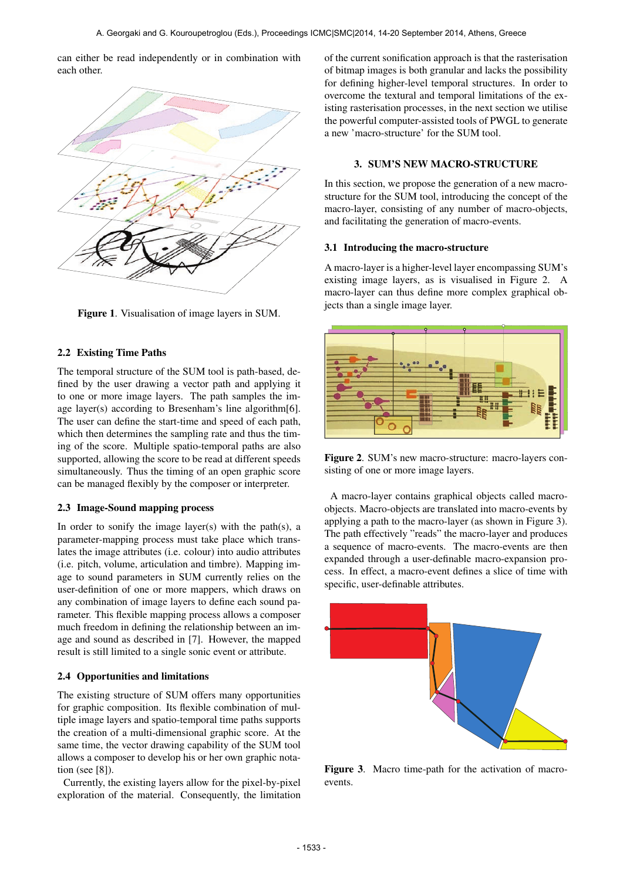can either be read independently or in combination with each other.

Figure 1. Visualisation of image layers in SUM.

### 2.2 Existing Time Paths

The temporal structure of the SUM tool is path-based, defined by the user drawing a vector path and applying it to one or more image layers. The path samples the image layer(s) according to Bresenham's line algorithm[6]. The user can define the start-time and speed of each path, which then determines the sampling rate and thus the timing of the score. Multiple spatio-temporal paths are also supported, allowing the score to be read at different speeds simultaneously. Thus the timing of an open graphic score can be managed flexibly by the composer or interpreter.

### 2.3 Image-Sound mapping process

In order to sonify the image layer(s) with the path(s), a parameter-mapping process must take place which translates the image attributes (i.e. colour) into audio attributes (i.e. pitch, volume, articulation and timbre). Mapping image to sound parameters in SUM currently relies on the user-definition of one or more mappers, which draws on any combination of image layers to define each sound parameter. This flexible mapping process allows a composer much freedom in defining the relationship between an image and sound as described in [7]. However, the mapped result is still limited to a single sonic event or attribute.

### 2.4 Opportunities and limitations

The existing structure of SUM offers many opportunities for graphic composition. Its flexible combination of multiple image layers and spatio-temporal time paths supports the creation of a multi-dimensional graphic score. At the same time, the vector drawing capability of the SUM tool allows a composer to develop his or her own graphic notation (see [8]).

Currently, the existing layers allow for the pixel-by-pixel exploration of the material. Consequently, the limitation of the current sonification approach is that the rasterisation of bitmap images is both granular and lacks the possibility for defining higher-level temporal structures. In order to overcome the textural and temporal limitations of the existing rasterisation processes, in the next section we utilise the powerful computer-assisted tools of PWGL to generate a new 'macro-structure' for the SUM tool.

## 3. SUM'S NEW MACRO-STRUCTURE

In this section, we propose the generation of a new macro-structure for the SUM tool, introducing the concept of the macro-layer, consisting of any number of macro-objects, and facilitating the generation of macro-events.

### 3.1 Introducing the macro-structure

A macro-layer is a higher-level layer encompassing SUM's existing image layers, as is visualised in Figure 2. A macro-layer can thus define more complex graphical objects than a single image layer.

Figure 2. SUM's new macro-structure: macro-layers consisting of one or more image layers.

A macro-layer contains graphical objects called macro-objects. Macro-objects are translated into macro-events by applying a path to the macro-layer (as shown in Figure 3). The path effectively "reads" the macro-layer and produces a sequence of macro-events. The macro-events are then expanded through a user-definable macro-expansion process. In effect, a macro-event defines a slice of time with specific, user-definable attributes.

Figure 3. Macro time-path for the activation of macro-events.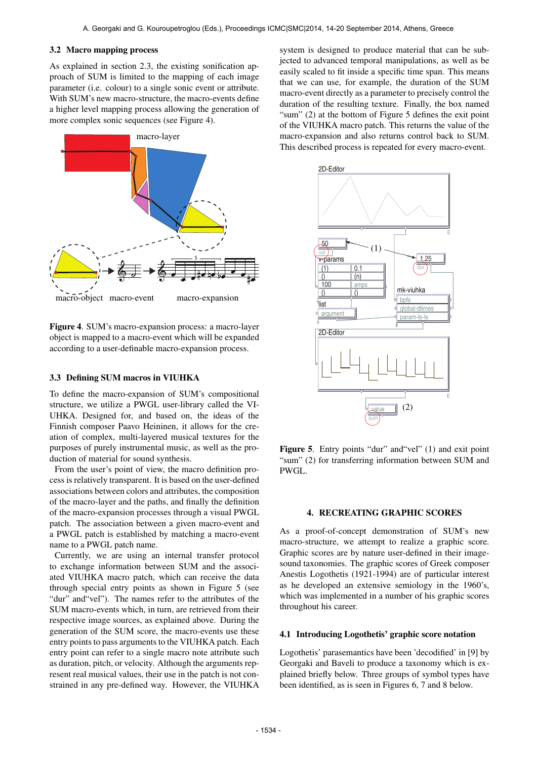### 3.2 Macro mapping process

As explained in section 2.3, the existing sonification approach of SUM is limited to the mapping of each image parameter (i.e. colour) to a single sonic event or attribute. With SUM's new macro-structure, the macro-events define a higher level mapping process allowing the generation of more complex sonic sequences (see Figure 4).

**Figure 4**. SUM's macro-expansion process: a macro-layer object is mapped to a macro-event which will be expanded according to a user-definable macro-expansion process.

### 3.3 Defining SUM macros in VIUHKA

To define the macro-expansion of SUM's compositional structure, we utilize a PWGL user-library called the VIUHKA. Designed for, and based on, the ideas of the Finnish composer Paavo Heininen, it allows for the creation of complex, multi-layered musical textures for the purposes of purely instrumental music, as well as the production of material for sound synthesis.

From the user's point of view, the macro definition process is relatively transparent. It is based on the user-defined associations between colors and attributes, the composition of the macro-layer and the paths, and finally the definition of the macro-expansion processes through a visual PWGL patch. The association between a given macro-event and a PWGL patch is established by matching a macro-event name to a PWGL patch name.

Currently, we are using an internal transfer protocol to exchange information between SUM and the associated VIUHKA macro patch, which can receive the data through special entry points as shown in Figure 5 (see "dur" and"vel"). The names refer to the attributes of the SUM macro-events which, in turn, are retrieved from their respective image sources, as explained above. During the generation of the SUM score, the macro-events use these entry points to pass arguments to the VIUHKA patch. Each entry point can refer to a single macro note attribute such as duration, pitch, or velocity. Although the arguments represent real musical values, their use in the patch is not constrained in any pre-defined way. However, the VIUHKA system is designed to produce material that can be subjected to advanced temporal manipulations, as well as be easily scaled to fit inside a specific time span. This means that we can use, for example, the duration of the SUM macro-event directly as a parameter to precisely control the duration of the resulting texture. Finally, the box named "sum" (2) at the bottom of Figure 5 defines the exit point of the VIUHKA macro patch. This returns the value of the macro-expansion and also returns control back to SUM. This described process is repeated for every macro-event.

**Figure 5**. Entry points "dur" and"vel" (1) and exit point "sum" (2) for transferring information between SUM and PWGL.

## 4. RECREATING GRAPHIC SCORES

As a proof-of-concept demonstration of SUM's new macro-structure, we attempt to realize a graphic score. Graphic scores are by nature user-defined in their image-sound taxonomies. The graphic scores of Greek composer Anestis Logothetis (1921-1994) are of particular interest as he developed an extensive semiology in the 1960's, which was implemented in a number of his graphic scores throughout his career.

### 4.1 Introducing Logothetis' graphic score notation

Logothetis' parasemantics have been 'decodified' in [9] by Georgaki and Baveli to produce a taxonomy which is explained briefly below. Three groups of symbol types have been identified, as is seen in Figures 6, 7 and 8 below.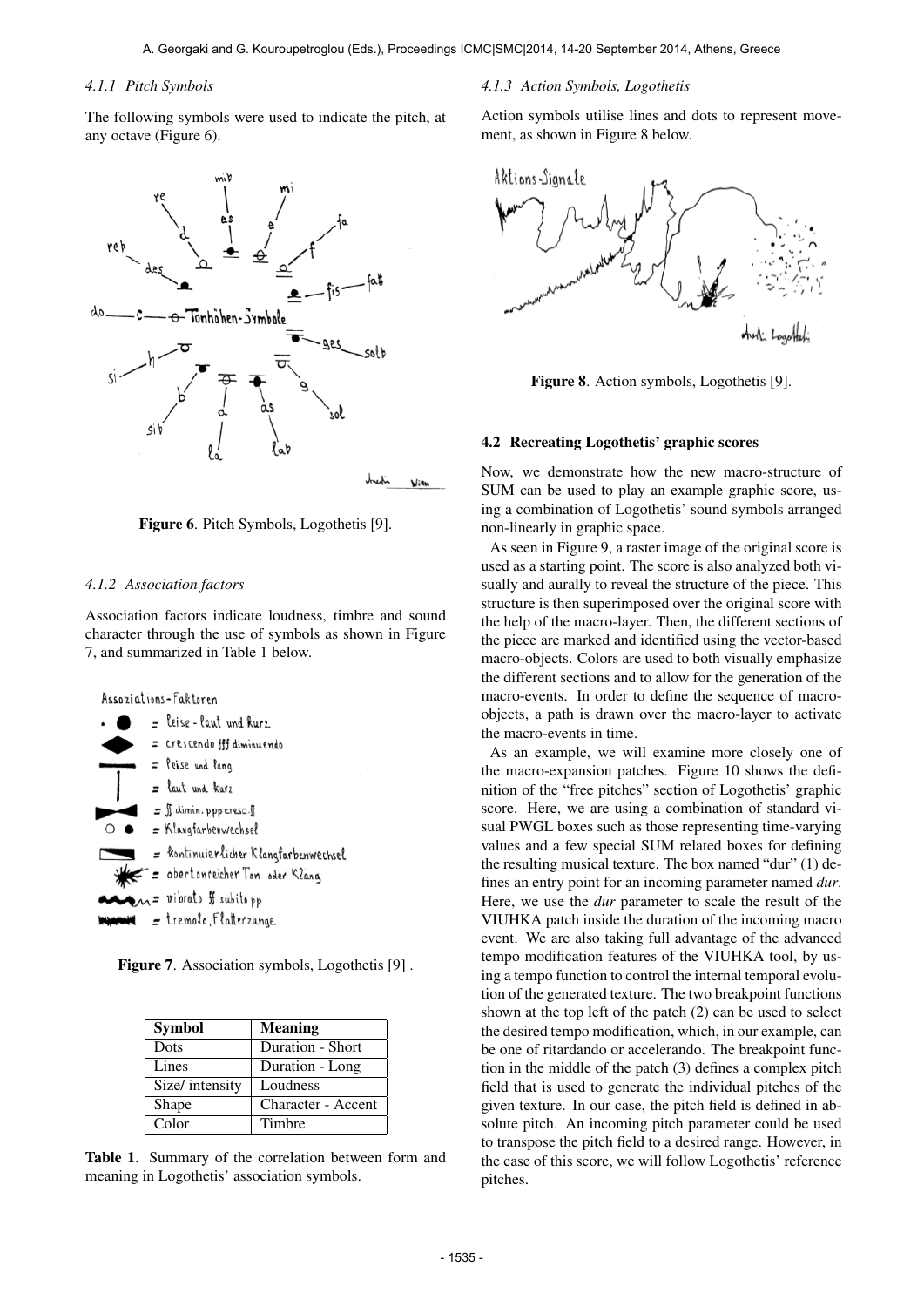#### 4.1.1 Pitch Symbols

The following symbols were used to indicate the pitch, at any octave (Figure 6).

Figure 6. Pitch Symbols, Logothetis [9].

#### 4.1.2 Association factors

Association factors indicate loudness, timbre and sound character through the use of symbols as shown in Figure 7, and summarized in Table 1 below.

Figure 7. Association symbols, Logothetis [9] .

| Symbol | Meaning |
|---|---|
| Dots | Duration - Short |
| Lines | Duration - Long |
| Size/ intensity | Loudness |
| Shape | Character - Accent |
| Color | Timbre |

**Table 1**. Summary of the correlation between form and meaning in Logothetis' association symbols.

#### 4.1.3 Action Symbols, Logothetis

Action symbols utilise lines and dots to represent movement, as shown in Figure 8 below.

Figure 8. Action symbols, Logothetis [9].

### 4.2 Recreating Logothetis' graphic scores

Now, we demonstrate how the new macro-structure of SUM can be used to play an example graphic score, using a combination of Logothetis' sound symbols arranged non-linearly in graphic space.

As seen in Figure 9, a raster image of the original score is used as a starting point. The score is also analyzed both visually and aurally to reveal the structure of the piece. This structure is then superimposed over the original score with the help of the macro-layer. Then, the different sections of the piece are marked and identified using the vector-based macro-objects. Colors are used to both visually emphasize the different sections and to allow for the generation of the macro-events. In order to define the sequence of macro-objects, a path is drawn over the macro-layer to activate the macro-events in time.

As an example, we will examine more closely one of the macro-expansion patches. Figure 10 shows the definition of the "free pitches" section of Logothetis' graphic score. Here, we are using a combination of standard visual PWGL boxes such as those representing time-varying values and a few special SUM related boxes for defining the resulting musical texture. The box named "dur" (1) defines an entry point for an incoming parameter named *dur*. Here, we use the *dur* parameter to scale the result of the VIUHKA patch inside the duration of the incoming macro event. We are also taking full advantage of the advanced tempo modification features of the VIUHKA tool, by using a tempo function to control the internal temporal evolution of the generated texture. The two breakpoint functions shown at the top left of the patch (2) can be used to select the desired tempo modification, which, in our example, can be one of ritardando or accelerando. The breakpoint function in the middle of the patch (3) defines a complex pitch field that is used to generate the individual pitches of the given texture. In our case, the pitch field is defined in absolute pitch. An incoming pitch parameter could be used to transpose the pitch field to a desired range. However, in the case of this score, we will follow Logothetis' reference pitches.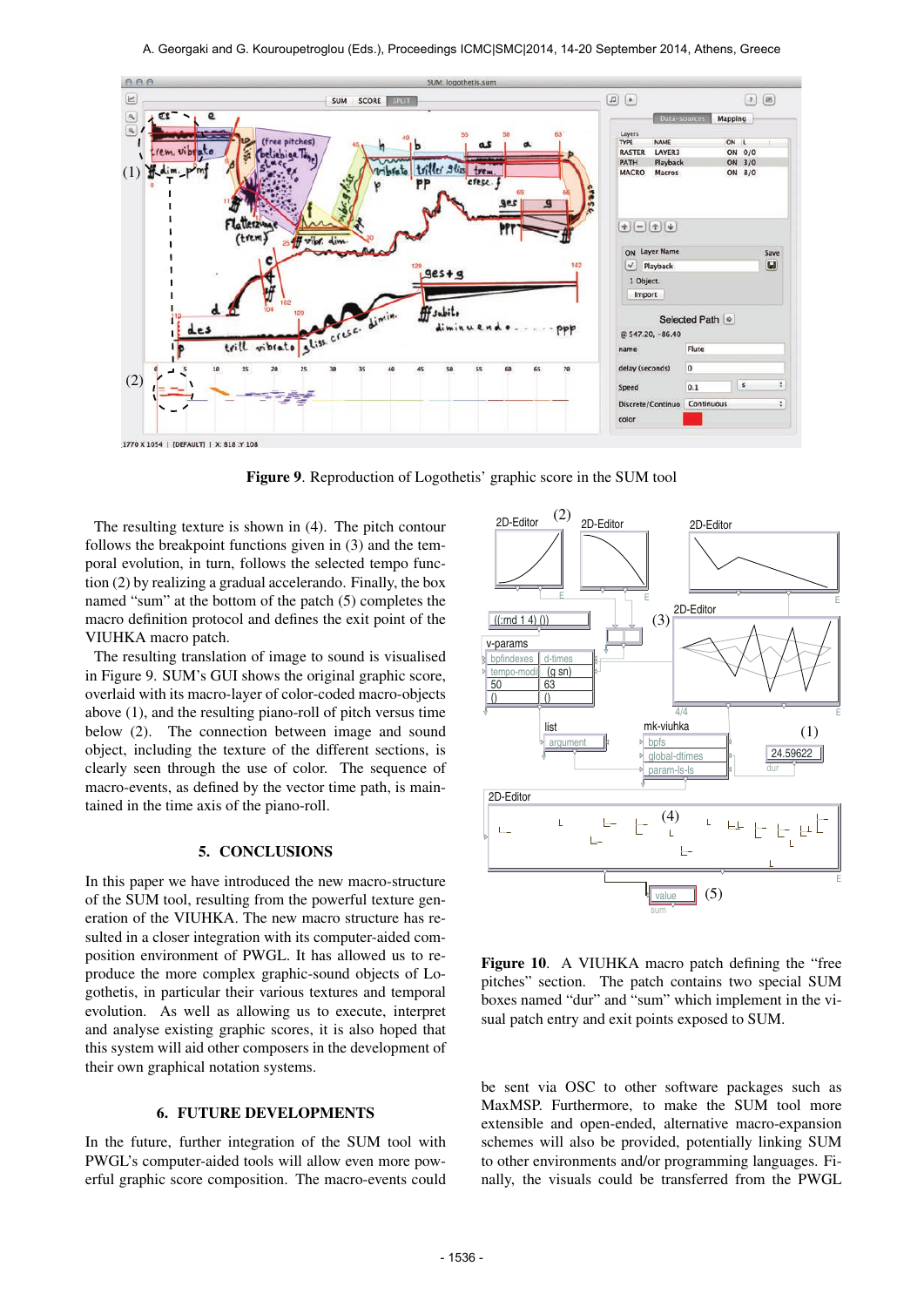Figure 9. Reproduction of Logothetis' graphic score in the SUM tool

The resulting texture is shown in (4). The pitch contour follows the breakpoint functions given in (3) and the temporal evolution, in turn, follows the selected tempo function (2) by realizing a gradual accelerando. Finally, the box named "sum" at the bottom of the patch (5) completes the macro definition protocol and defines the exit point of the VIUHKA macro patch.

The resulting translation of image to sound is visualised in Figure 9. SUM's GUI shows the original graphic score, overlaid with its macro-layer of color-coded macro-objects above (1), and the resulting piano-roll of pitch versus time below (2). The connection between image and sound object, including the texture of the different sections, is clearly seen through the use of color. The sequence of macro-events, as defined by the vector time path, is maintained in the time axis of the piano-roll.

## 5. CONCLUSIONS

In this paper we have introduced the new macro-structure of the SUM tool, resulting from the powerful texture generation of the VIUHKA. The new macro structure has resulted in a closer integration with its computer-aided composition environment of PWGL. It has allowed us to reproduce the more complex graphic-sound objects of Logothetis, in particular their various textures and temporal evolution. As well as allowing us to execute, interpret and analyse existing graphic scores, it is also hoped that this system will aid other composers in the development of their own graphical notation systems.

## 6. FUTURE DEVELOPMENTS

In the future, further integration of the SUM tool with PWGL's computer-aided tools will allow even more powerful graphic score composition. The macro-events could be sent via OSC to other software packages such as MaxMSP. Furthermore, to make the SUM tool more extensible and open-ended, alternative macro-expansion schemes will also be provided, potentially linking SUM to other environments and/or programming languages. Finally, the visuals could be transferred from the PWGL

Figure 10. A VIUHKA macro patch defining the "free pitches" section. The patch contains two special SUM boxes named "dur" and "sum" which implement in the visual patch entry and exit points exposed to SUM.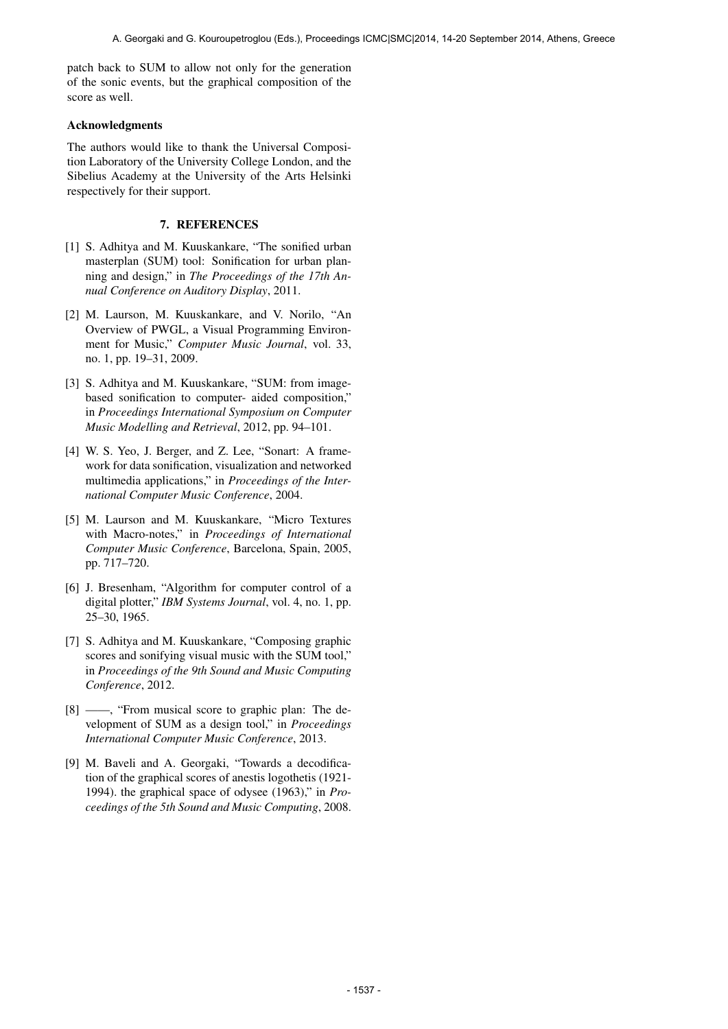patch back to SUM to allow not only for the generation of the sonic events, but the graphical composition of the score as well.

### Acknowledgments

The authors would like to thank the Universal Composition Laboratory of the University College London, and the Sibelius Academy at the University of the Arts Helsinki respectively for their support.

## 7. REFERENCES

[1] S. Adhitya and M. Kuuskankare, "The sonified urban masterplan (SUM) tool: Sonification for urban planning and design," in *The Proceedings of the 17th Annual Conference on Auditory Display*, 2011.

[2] M. Laurson, M. Kuuskankare, and V. Norilo, "An Overview of PWGL, a Visual Programming Environment for Music," *Computer Music Journal*, vol. 33, no. 1, pp. 19–31, 2009.

[3] S. Adhitya and M. Kuuskankare, "SUM: from image-based sonification to computer- aided composition," in *Proceedings International Symposium on Computer Music Modelling and Retrieval*, 2012, pp. 94–101.

[4] W. S. Yeo, J. Berger, and Z. Lee, "Sonart: A framework for data sonification, visualization and networked multimedia applications," in *Proceedings of the International Computer Music Conference*, 2004.

[5] M. Laurson and M. Kuuskankare, "Micro Textures with Macro-notes," in *Proceedings of International Computer Music Conference*, Barcelona, Spain, 2005, pp. 717–720.

[6] J. Bresenham, "Algorithm for computer control of a digital plotter," *IBM Systems Journal*, vol. 4, no. 1, pp. 25–30, 1965.

[7] S. Adhitya and M. Kuuskankare, "Composing graphic scores and sonifying visual music with the SUM tool," in *Proceedings of the 9th Sound and Music Computing Conference*, 2012.

[8] ——, "From musical score to graphic plan: The development of SUM as a design tool," in *Proceedings International Computer Music Conference*, 2013.

[9] M. Baveli and A. Georgaki, "Towards a decodification of the graphical scores of anestis logothetis (1921-1994). the graphical space of odysee (1963)," in *Proceedings of the 5th Sound and Music Computing*, 2008.